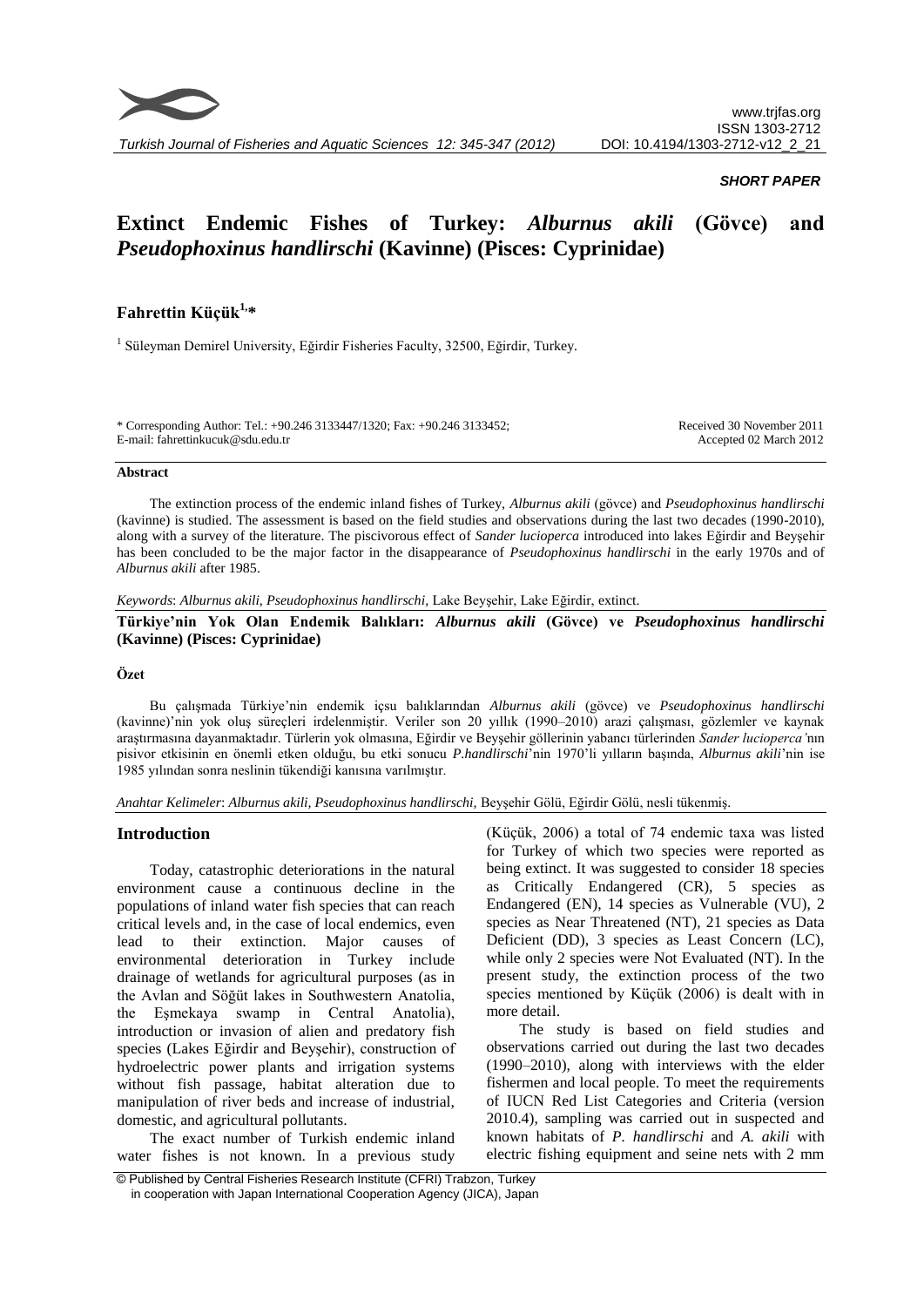*SHORT PAPER*

# Extinct Endemic Fishes of Turkey: *Alburnus akili* (Gövce) and *Pseudophoxinus handlirschi* (Kavinne) (Pisces: Cyprinidae)

**Fahrettin Küçük[1,*]**

[1] Süleyman Demirel University, Eğirdir Fisheries Faculty, 32500, Eğirdir, Turkey.

\* Corresponding Author: Tel.: +90.246 3133447/1320; Fax: +90.246 3133452;
E-mail: fahrettinkucuk@sdu.edu.tr

Received 30 November 2011
Accepted 02 March 2012

### Abstract

The extinction process of the endemic inland fishes of Turkey, *Alburnus akili* (gövce) and *Pseudophoxinus handlirschi* (kavinne) is studied. The assessment is based on the field studies and observations during the last two decades (1990-2010), along with a survey of the literature. The piscivorous effect of *Sander lucioperca* introduced into lakes Eğirdir and Beyşehir has been concluded to be the major factor in the disappearance of *Pseudophoxinus handlirschi* in the early 1970s and of *Alburnus akili* after 1985.

*Keywords*: *Alburnus akili, Pseudophoxinus handlirschi*, Lake Beyşehir, Lake Eğirdir, extinct.

**Türkiye'nin Yok Olan Endemik Balıkları: *Alburnus akili* (Gövce) ve *Pseudophoxinus handlirschi* (Kavinne) (Pisces: Cyprinidae)**

### Özet

Bu çalışmada Türkiye'nin endemik içsu balıklarından *Alburnus akili* (gövce) ve *Pseudophoxinus handlirschi* (kavinne)'nin yok oluş süreçleri irdelenmiştir. Veriler son 20 yıllık (1990–2010) arazi çalışması, gözlemler ve kaynak araştırmasına dayanmaktadır. Türlerin yok olmasına, Eğirdir ve Beyşehir göllerinin yabancı türlerinden *Sander lucioperca'*nın pisivor etkisinin en önemli etken olduğu, bu etki sonucu *P.handlirschi*'nin 1970'li yılların başında, *Alburnus akili*'nin ise 1985 yılından sonra neslinin tükendiği kanısına varılmıştır.

*Anahtar Kelimeler*: *Alburnus akili, Pseudophoxinus handlirschi,* Beyşehir Gölü, Eğirdir Gölü, nesli tükenmiş.

## Introduction

Today, catastrophic deteriorations in the natural environment cause a continuous decline in the populations of inland water fish species that can reach critical levels and, in the case of local endemics, even lead to their extinction. Major causes of environmental deterioration in Turkey include drainage of wetlands for agricultural purposes (as in the Avlan and Söğüt lakes in Southwestern Anatolia, the Eşmekaya swamp in Central Anatolia), introduction or invasion of alien and predatory fish species (Lakes Eğirdir and Beyşehir), construction of hydroelectric power plants and irrigation systems without fish passage, habitat alteration due to manipulation of river beds and increase of industrial, domestic, and agricultural pollutants.

The exact number of Turkish endemic inland water fishes is not known. In a previous study (Küçük, 2006) a total of 74 endemic taxa was listed for Turkey of which two species were reported as being extinct. It was suggested to consider 18 species as Critically Endangered (CR), 5 species as Endangered (EN), 14 species as Vulnerable (VU), 2 species as Near Threatened (NT), 21 species as Data Deficient (DD), 3 species as Least Concern (LC), while only 2 species were Not Evaluated (NT). In the present study, the extinction process of the two species mentioned by Küçük (2006) is dealt with in more detail.

The study is based on field studies and observations carried out during the last two decades (1990–2010), along with interviews with the elder fishermen and local people. To meet the requirements of IUCN Red List Categories and Criteria (version 2010.4), sampling was carried out in suspected and known habitats of *P. handlirschi* and *A. akili* with electric fishing equipment and seine nets with 2 mm

© Published by Central Fisheries Research Institute (CFRI) Trabzon, Turkey in cooperation with Japan International Cooperation Agency (JICA), Japan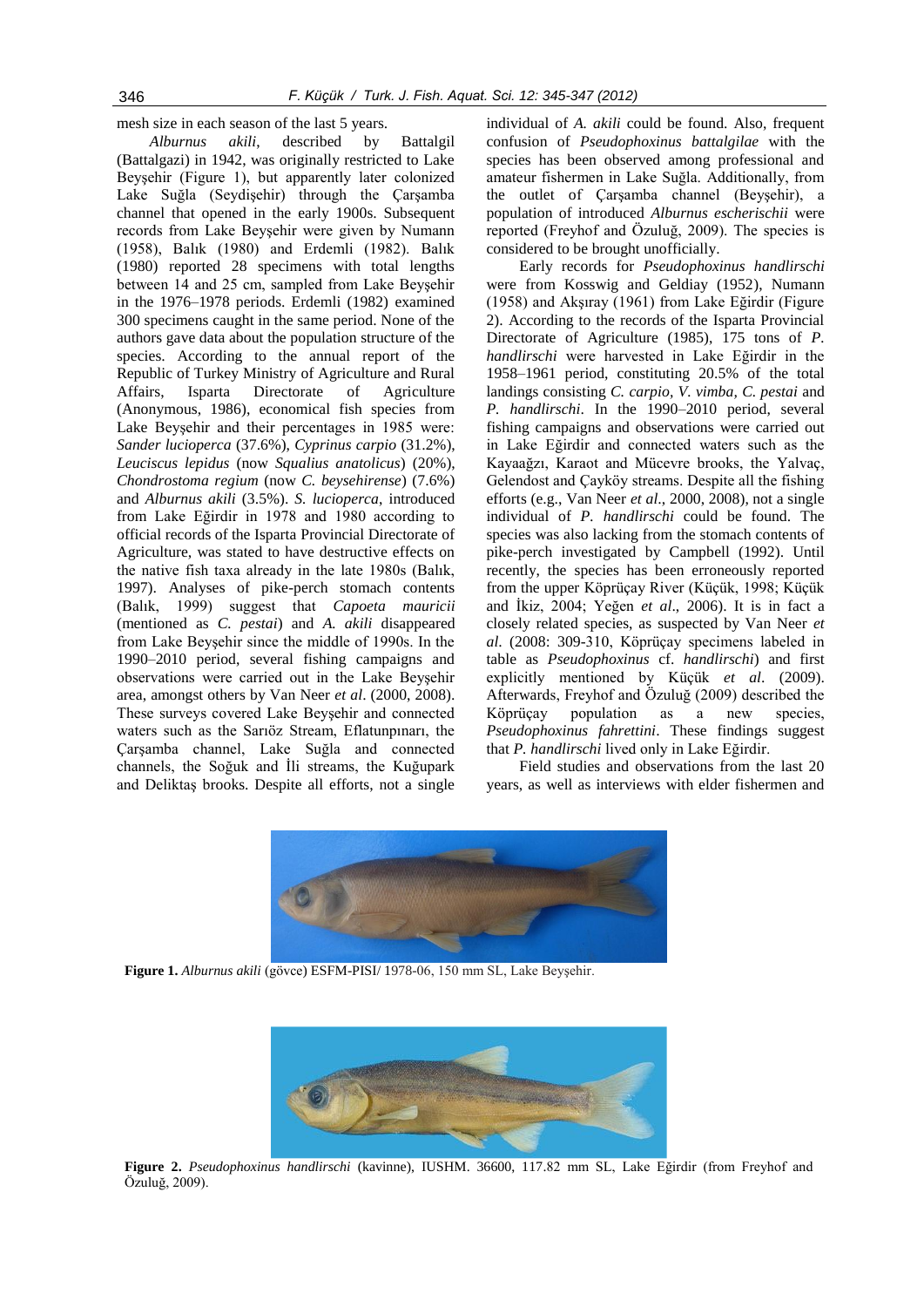mesh size in each season of the last 5 years.

*Alburnus akili*, described by Battalgil (Battalgazi) in 1942, was originally restricted to Lake Beyşehir (Figure 1), but apparently later colonized Lake Suğla (Seydişehir) through the Çarşamba channel that opened in the early 1900s. Subsequent records from Lake Beyşehir were given by Numann (1958), Balık (1980) and Erdemli (1982). Balık (1980) reported 28 specimens with total lengths between 14 and 25 cm, sampled from Lake Beyşehir in the 1976–1978 periods. Erdemli (1982) examined 300 specimens caught in the same period. None of the authors gave data about the population structure of the species. According to the annual report of the Republic of Turkey Ministry of Agriculture and Rural Affairs, Isparta Directorate of Agriculture (Anonymous, 1986), economical fish species from Lake Beyşehir and their percentages in 1985 were: *Sander lucioperca* (37.6%), *Cyprinus carpio* (31.2%), *Leuciscus lepidus* (now *Squalius anatolicus*) (20%), *Chondrostoma regium* (now *C. beysehirense*) (7.6%) and *Alburnus akili* (3.5%). *S. lucioperca*, introduced from Lake Eğirdir in 1978 and 1980 according to official records of the Isparta Provincial Directorate of Agriculture, was stated to have destructive effects on the native fish taxa already in the late 1980s (Balık, 1997). Analyses of pike-perch stomach contents (Balık, 1999) suggest that *Capoeta mauricii* (mentioned as *C. pestai*) and *A. akili* disappeared from Lake Beyşehir since the middle of 1990s. In the 1990–2010 period, several fishing campaigns and observations were carried out in the Lake Beyşehir area, amongst others by Van Neer *et al*. (2000, 2008). These surveys covered Lake Beyşehir and connected waters such as the Sarıöz Stream, Eflatunpınarı, the Çarşamba channel, Lake Suğla and connected channels, the Soğuk and İli streams, the Kuğupark and Deliktaş brooks. Despite all efforts, not a single individual of *A. akili* could be found. Also, frequent confusion of *Pseudophoxinus battalgilae* with the species has been observed among professional and amateur fishermen in Lake Suğla. Additionally, from the outlet of Çarşamba channel (Beyşehir), a population of introduced *Alburnus escherischii* were reported (Freyhof and Özuluğ, 2009). The species is considered to be brought unofficially.

Early records for *Pseudophoxinus handlirschi* were from Kosswig and Geldiay (1952), Numann (1958) and Akşıray (1961) from Lake Eğirdir (Figure 2). According to the records of the Isparta Provincial Directorate of Agriculture (1985), 175 tons of *P. handlirschi* were harvested in Lake Eğirdir in the 1958–1961 period, constituting 20.5% of the total landings consisting *C. carpio*, *V. vimba*, *C. pestai* and *P. handlirschi*. In the 1990–2010 period, several fishing campaigns and observations were carried out in Lake Eğirdir and connected waters such as the Kayaağzı, Karaot and Mücevre brooks, the Yalvaç, Gelendost and Çayköy streams. Despite all the fishing efforts (e.g., Van Neer *et al*., 2000, 2008), not a single individual of *P. handlirschi* could be found. The species was also lacking from the stomach contents of pike-perch investigated by Campbell (1992). Until recently, the species has been erroneously reported from the upper Köprüçay River (Küçük, 1998; Küçük and İkiz, 2004; Yeğen *et al*., 2006). It is in fact a closely related species, as suspected by Van Neer *et al*. (2008: 309-310, Köprüçay specimens labeled in table as *Pseudophoxinus* cf. *handlirschi*) and first explicitly mentioned by Küçük *et al*. (2009). Afterwards, Freyhof and Özuluğ (2009) described the Köprüçay population as a new species, *Pseudophoxinus fahrettini*. These findings suggest that *P. handlirschi* lived only in Lake Eğirdir.

Field studies and observations from the last 20 years, as well as interviews with elder fishermen and

**Figure 1.** *Alburnus akili* (gövce) ESFM-PISI/ 1978-06, 150 mm SL, Lake Beyşehir.

**Figure 2.** *Pseudophoxinus handlirschi* (kavinne), IUSHM. 36600, 117.82 mm SL, Lake Eğirdir (from Freyhof and Özuluğ, 2009).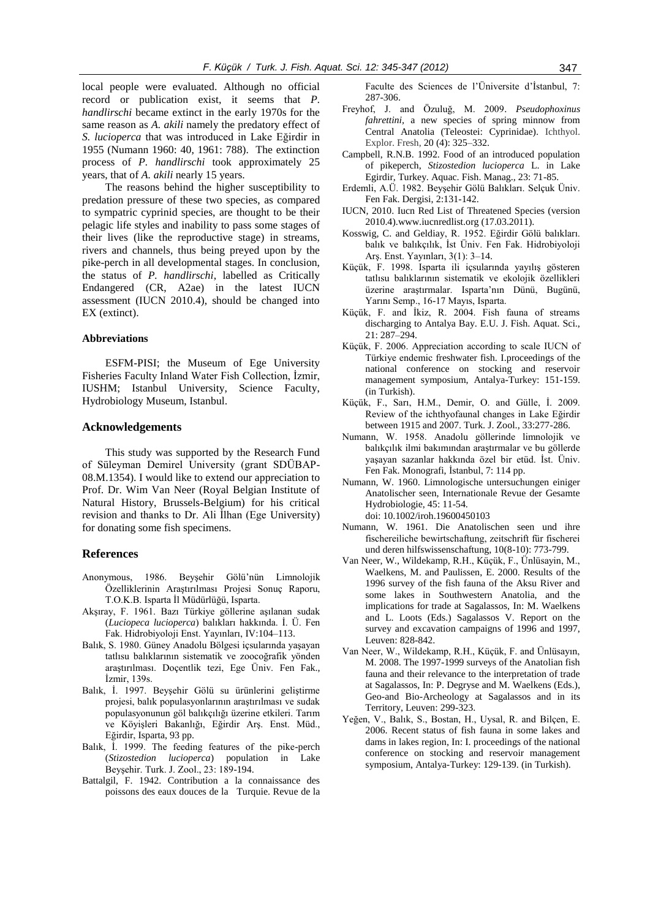local people were evaluated. Although no official record or publication exist, it seems that *P. handlirschi* became extinct in the early 1970s for the same reason as *A. akili* namely the predatory effect of *S. lucioperca* that was introduced in Lake Eğirdir in 1955 (Numann 1960: 40, 1961: 788). The extinction process of *P. handlirschi* took approximately 25 years, that of *A. akili* nearly 15 years.

The reasons behind the higher susceptibility to predation pressure of these two species, as compared to sympatric cyprinid species, are thought to be their pelagic life styles and inability to pass some stages of their lives (like the reproductive stage) in streams, rivers and channels, thus being preyed upon by the pike-perch in all developmental stages. In conclusion, the status of *P. handlirschi*, labelled as Critically Endangered (CR, A2ae) in the latest IUCN assessment (IUCN 2010.4), should be changed into EX (extinct).

#### Abbreviations

ESFM-PISI; the Museum of Ege University Fisheries Faculty Inland Water Fish Collection, İzmir, IUSHM; Istanbul University, Science Faculty, Hydrobiology Museum, Istanbul.

### Acknowledgements

This study was supported by the Research Fund of Süleyman Demirel University (grant SDÜBAP-08.M.1354). I would like to extend our appreciation to Prof. Dr. Wim Van Neer (Royal Belgian Institute of Natural History, Brussels-Belgium) for his critical revision and thanks to Dr. Ali İlhan (Ege University) for donating some fish specimens.

### References

Anonymous, 1986. Beyşehir Gölü'nün Limnolojik Özelliklerinin Araştırılması Projesi Sonuç Raporu, T.O.K.B. Isparta İl Müdürlüğü, Isparta.

Akşıray, F. 1961. Bazı Türkiye göllerine aşılanan sudak (*Luciopeca lucioperca*) balıkları hakkında. İ. Ü. Fen Fak. Hidrobiyoloji Enst. Yayınları, IV:104–113.

Balık, S. 1980. Güney Anadolu Bölgesi içsularında yaşayan tatlısu balıklarının sistematik ve zoocoğrafik yönden araştırılması. Doçentlik tezi, Ege Üniv. Fen Fak., İzmir, 139s.

Balık, İ. 1997. Beyşehir Gölü su ürünlerini geliştirme projesi, balık populasyonlarının araştırılması ve sudak populasyonunun göl balıkçılığı üzerine etkileri. Tarım ve Köyişleri Bakanlığı, Eğirdir Arş. Enst. Müd., Eğirdir, Isparta, 93 pp.

Balık, İ. 1999. The feeding features of the pike-perch (*Stizostedion lucioperca*) population in Lake Beyşehir. Turk. J. Zool., 23: 189-194.

Battalgil, F. 1942. Contribution a la connaissance des poissons des eaux douces de la Turquie. Revue de la Faculte des Sciences de l'Üniversite d'İstanbul, 7: 287-306.

Freyhof, J. and Özuluğ, M. 2009. *Pseudophoxinus fahrettini*, a new species of spring minnow from Central Anatolia (Teleostei: Cyprinidae). Ichthyol. Explor. Fresh, 20 (4): 325–332.

Campbell, R.N.B. 1992. Food of an introduced population of pikeperch, *Stizostedion lucioperca* L. in Lake Egirdir, Turkey. Aquac. Fish. Manag., 23: 71-85.

Erdemli, A.Ü. 1982. Beyşehir Gölü Balıkları. Selçuk Üniv. Fen Fak. Dergisi, 2:131-142.

IUCN, 2010. Iucn Red List of Threatened Species (version 2010.4).www.iucnredlist.org (17.03.2011).

Kosswig, C. and Geldiay, R. 1952. Eğirdir Gölü balıkları. balık ve balıkçılık, İst Üniv. Fen Fak. Hidrobiyoloji Arş. Enst. Yayınları, 3(1): 3–14.

Küçük, F. 1998. Isparta ili içsularında yayılış gösteren tatlısu balıklarının sistematik ve ekolojik özellikleri üzerine araştırmalar. Isparta'nın Dünü, Bugünü, Yarını Semp., 16-17 Mayıs, Isparta.

Küçük, F. and İkiz, R. 2004. Fish fauna of streams discharging to Antalya Bay. E.U. J. Fish. Aquat. Sci., 21: 287–294.

Küçük, F. 2006. Appreciation according to scale IUCN of Türkiye endemic freshwater fish. I.proceedings of the national conference on stocking and reservoir management symposium, Antalya-Turkey: 151-159. (in Turkish).

Küçük, F., Sarı, H.M., Demir, O. and Gülle, İ. 2009. Review of the ichthyofaunal changes in Lake Eğirdir between 1915 and 2007. Turk. J. Zool., 33:277-286.

Numann, W. 1958. Anadolu göllerinde limnolojik ve balıkçılık ilmi bakımından araştırmalar ve bu göllerde yaşayan sazanlar hakkında özel bir etüd. İst. Üniv. Fen Fak. Monografi, İstanbul, 7: 114 pp.

Numann, W. 1960. Limnologische untersuchungen einiger Anatolischer seen, Internationale Revue der Gesamte Hydrobiologie, 45: 11-54. doi: 10.1002/iroh.19600450103

Numann, W. 1961. Die Anatolischen seen und ihre fischereiliche bewirtschaftung, zeitschrift für fischerei und deren hilfswissenschaftung, 10(8-10): 773-799.

Van Neer, W., Wildekamp, R.H., Küçük, F., Ünlüsayin, M., Waelkens, M. and Paulissen, E. 2000. Results of the 1996 survey of the fish fauna of the Aksu River and some lakes in Southwestern Anatolia, and the implications for trade at Sagalassos, In: M. Waelkens and L. Loots (Eds.) Sagalassos V. Report on the survey and excavation campaigns of 1996 and 1997, Leuven: 828-842.

Van Neer, W., Wildekamp, R.H., Küçük, F. and Ünlüsayın, M. 2008. The 1997-1999 surveys of the Anatolian fish fauna and their relevance to the interpretation of trade at Sagalassos, In: P. Degryse and M. Waelkens (Eds.), Geo-and Bio-Archeology at Sagalassos and in its Territory, Leuven: 299-323.

Yeğen, V., Balık, S., Bostan, H., Uysal, R. and Bilçen, E. 2006. Recent status of fish fauna in some lakes and dams in lakes region, In: I. proceedings of the national conference on stocking and reservoir management symposium, Antalya-Turkey: 129-139. (in Turkish).